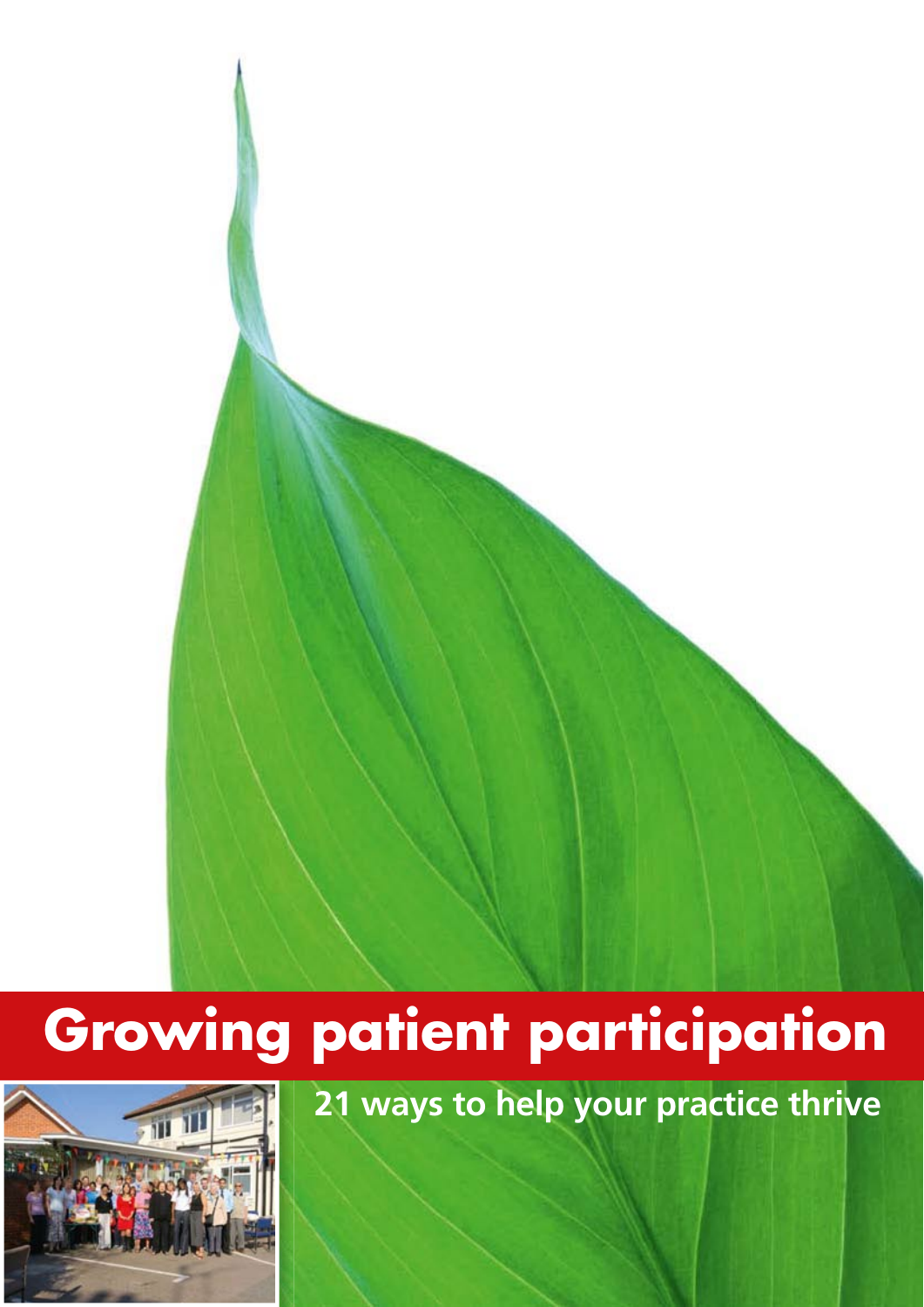# Growing patient participation

## 21 ways to help your practice thrive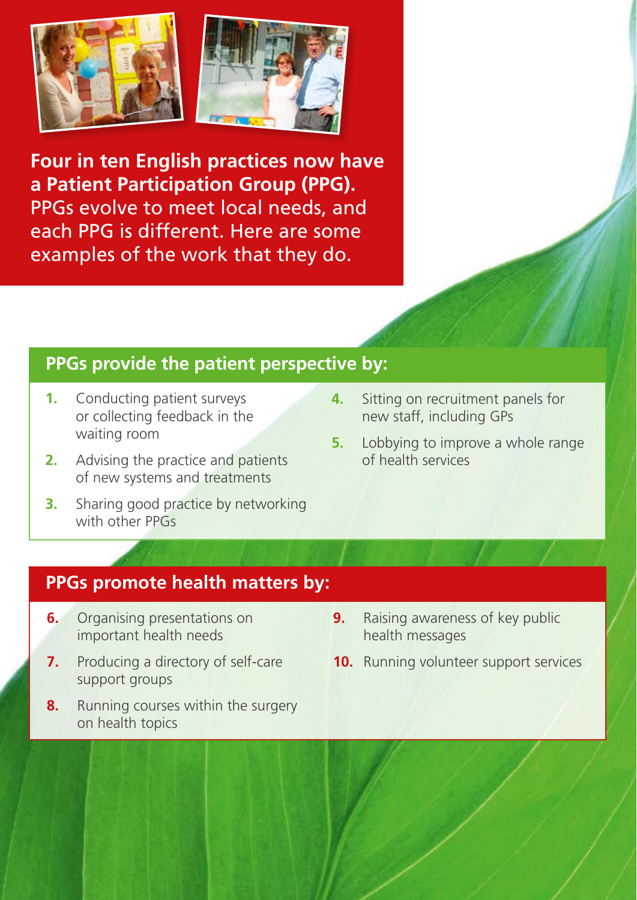**Four in ten English practices now have a Patient Participation Group (PPG).** PPGs evolve to meet local needs, and each PPG is different. Here are some examples of the work that they do.

## PPGs provide the patient perspective by:

1. Conducting patient surveys or collecting feedback in the waiting room
2. Advising the practice and patients of new systems and treatments
3. Sharing good practice by networking with other PPGs
4. Sitting on recruitment panels for new staff, including GPs
5. Lobbying to improve a whole range of health services

## PPGs promote health matters by:

6. Organising presentations on important health needs
7. Producing a directory of self-care support groups
8. Running courses within the surgery on health topics
9. Raising awareness of key public health messages
10. Running volunteer support services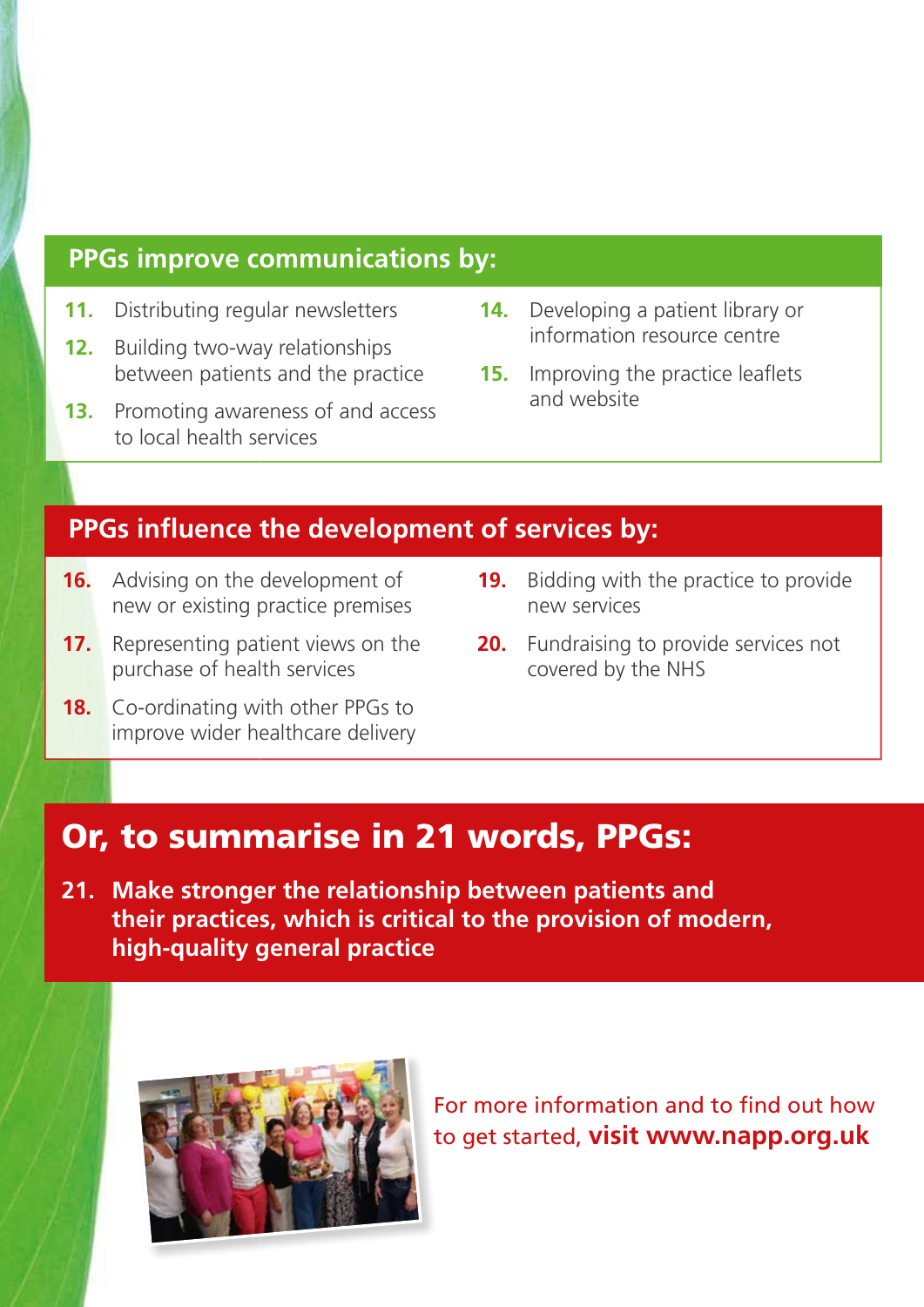## PPGs improve communications by:

11. Distributing regular newsletters
12. Building two-way relationships between patients and the practice
13. Promoting awareness of and access to local health services
14. Developing a patient library or information resource centre
15. Improving the practice leaflets and website

## PPGs influence the development of services by:

16. Advising on the development of new or existing practice premises
17. Representing patient views on the purchase of health services
18. Co-ordinating with other PPGs to improve wider healthcare delivery
19. Bidding with the practice to provide new services
20. Fundraising to provide services not covered by the NHS

## Or, to summarise in 21 words, PPGs:

21. **Make stronger the relationship between patients and their practices, which is critical to the provision of modern, high-quality general practice**

For more information and to find out how to get started, **visit www.napp.org.uk**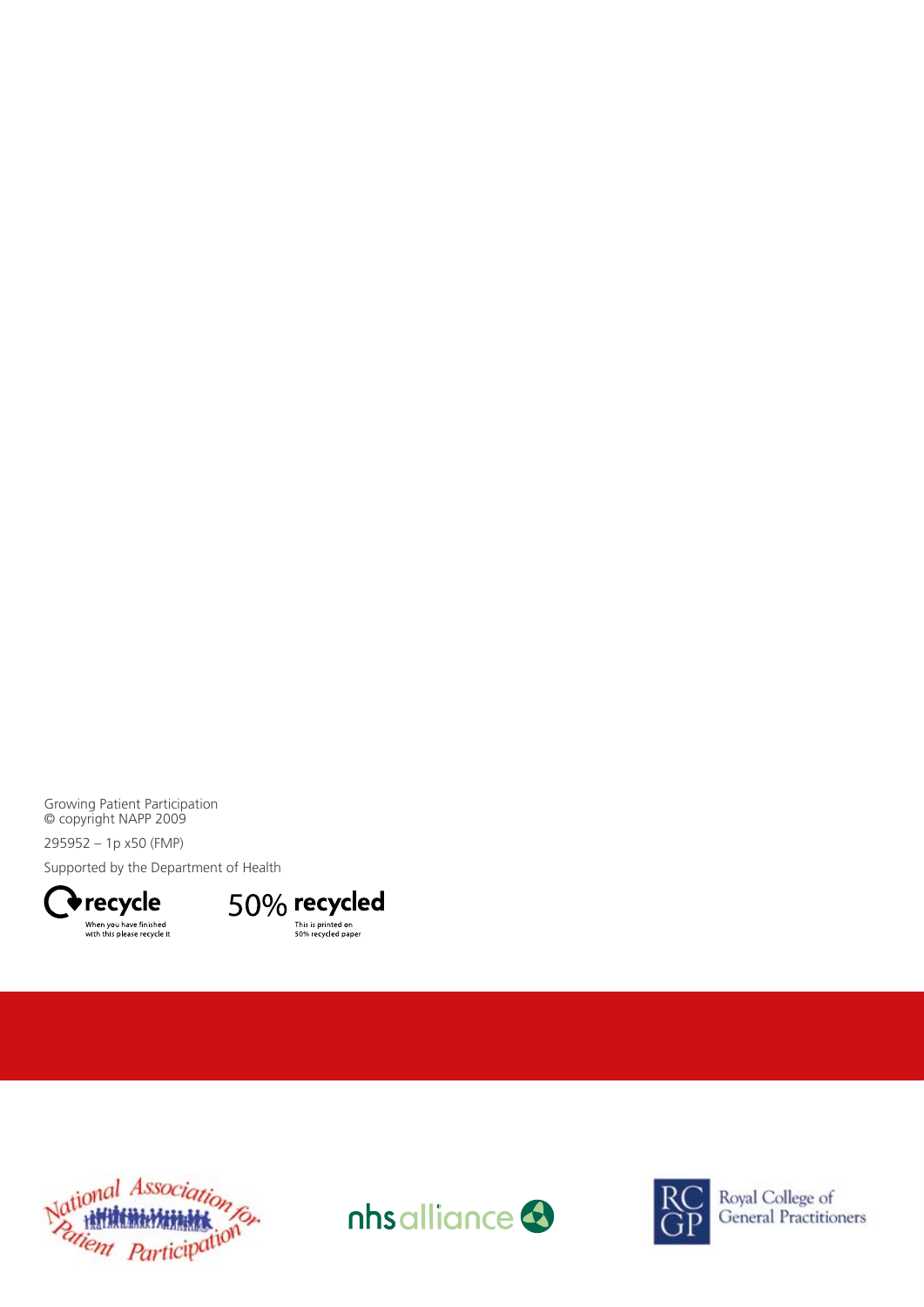Growing Patient Participation
© copyright NAPP 2009

295952 – 1p x50 (FMP)

Supported by the Department of Health

recycle
When you have finished with this please recycle it

50% recycled
This is printed on 50% recycled paper

National Association for Patient Participation

nhs alliance

RCGP Royal College of General Practitioners